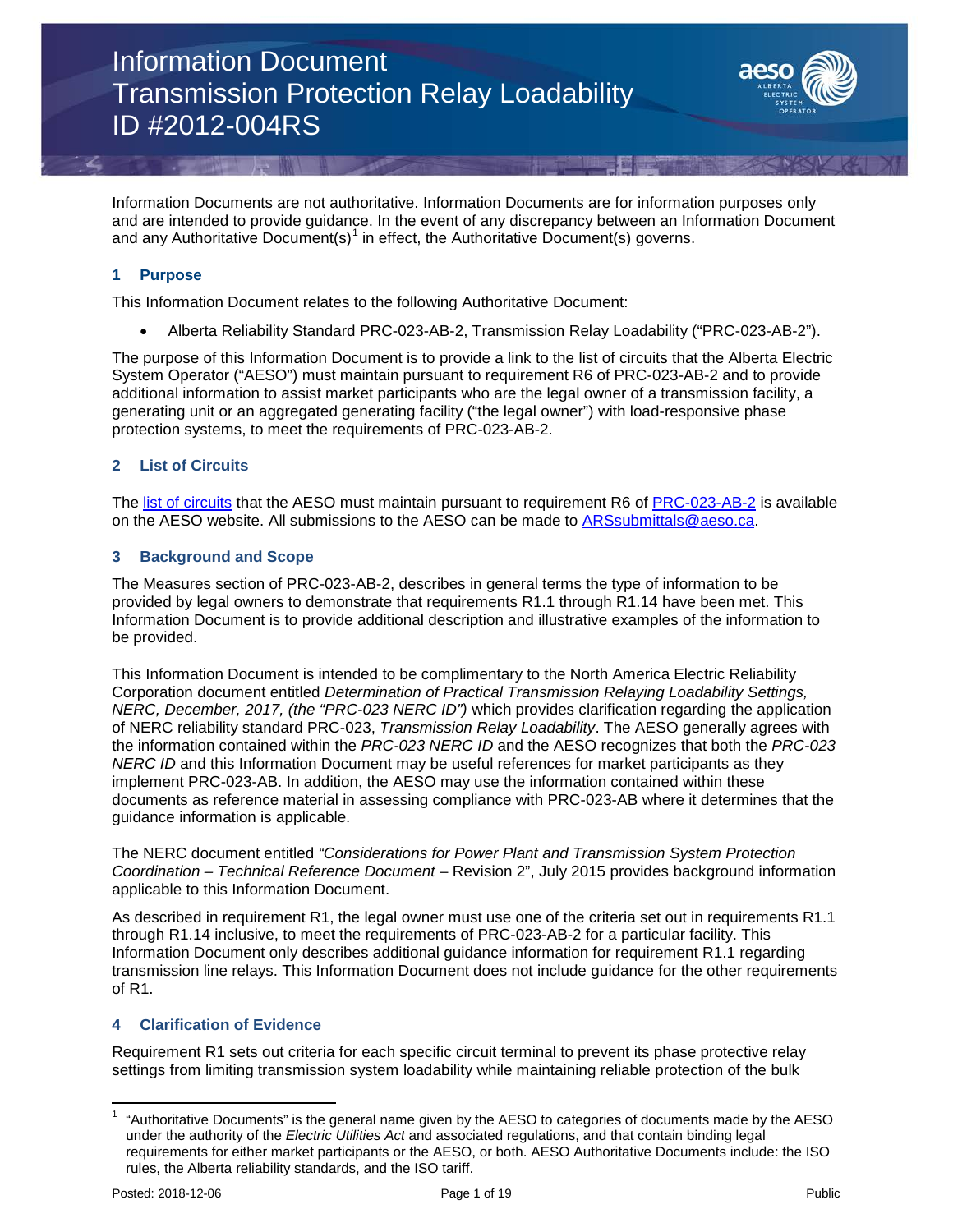// Information Document
Transmission Protection Relay Loadability
ID #2012-004RS

# Information Document
# Transmission Protection Relay Loadability
# ID #2012-004RS

Information Documents are not authoritative. Information Documents are for information purposes only and are intended to provide guidance. In the event of any discrepancy between an Information Document and any Authoritative Document(s)[1] in effect, the Authoritative Document(s) governs.

## 1 Purpose

This Information Document relates to the following Authoritative Document:

- Alberta Reliability Standard PRC-023-AB-2, Transmission Relay Loadability ("PRC-023-AB-2").

The purpose of this Information Document is to provide a link to the list of circuits that the Alberta Electric System Operator ("AESO") must maintain pursuant to requirement R6 of PRC-023-AB-2 and to provide additional information to assist market participants who are the legal owner of a transmission facility, a generating unit or an aggregated generating facility ("the legal owner") with load-responsive phase protection systems, to meet the requirements of PRC-023-AB-2.

## 2 List of Circuits

The list of circuits that the AESO must maintain pursuant to requirement R6 of PRC-023-AB-2 is available on the AESO website. All submissions to the AESO can be made to ARSsubmittals@aeso.ca.

## 3 Background and Scope

The Measures section of PRC-023-AB-2, describes in general terms the type of information to be provided by legal owners to demonstrate that requirements R1.1 through R1.14 have been met. This Information Document is to provide additional description and illustrative examples of the information to be provided.

This Information Document is intended to be complimentary to the North America Electric Reliability Corporation document entitled *Determination of Practical Transmission Relaying Loadability Settings, NERC, December, 2017, (the "PRC-023 NERC ID")* which provides clarification regarding the application of NERC reliability standard PRC-023, *Transmission Relay Loadability*. The AESO generally agrees with the information contained within the *PRC-023 NERC ID* and the AESO recognizes that both the *PRC-023 NERC ID* and this Information Document may be useful references for market participants as they implement PRC-023-AB. In addition, the AESO may use the information contained within these documents as reference material in assessing compliance with PRC-023-AB where it determines that the guidance information is applicable.

The NERC document entitled *"Considerations for Power Plant and Transmission System Protection Coordination – Technical Reference Document* – Revision 2", July 2015 provides background information applicable to this Information Document.

As described in requirement R1, the legal owner must use one of the criteria set out in requirements R1.1 through R1.14 inclusive, to meet the requirements of PRC-023-AB-2 for a particular facility. This Information Document only describes additional guidance information for requirement R1.1 regarding transmission line relays. This Information Document does not include guidance for the other requirements of R1.

## 4 Clarification of Evidence

Requirement R1 sets out criteria for each specific circuit terminal to prevent its phase protective relay settings from limiting transmission system loadability while maintaining reliable protection of the bulk

[1] "Authoritative Documents" is the general name given by the AESO to categories of documents made by the AESO under the authority of the *Electric Utilities Act* and associated regulations, and that contain binding legal requirements for either market participants or the AESO, or both. AESO Authoritative Documents include: the ISO rules, the Alberta reliability standards, and the ISO tariff.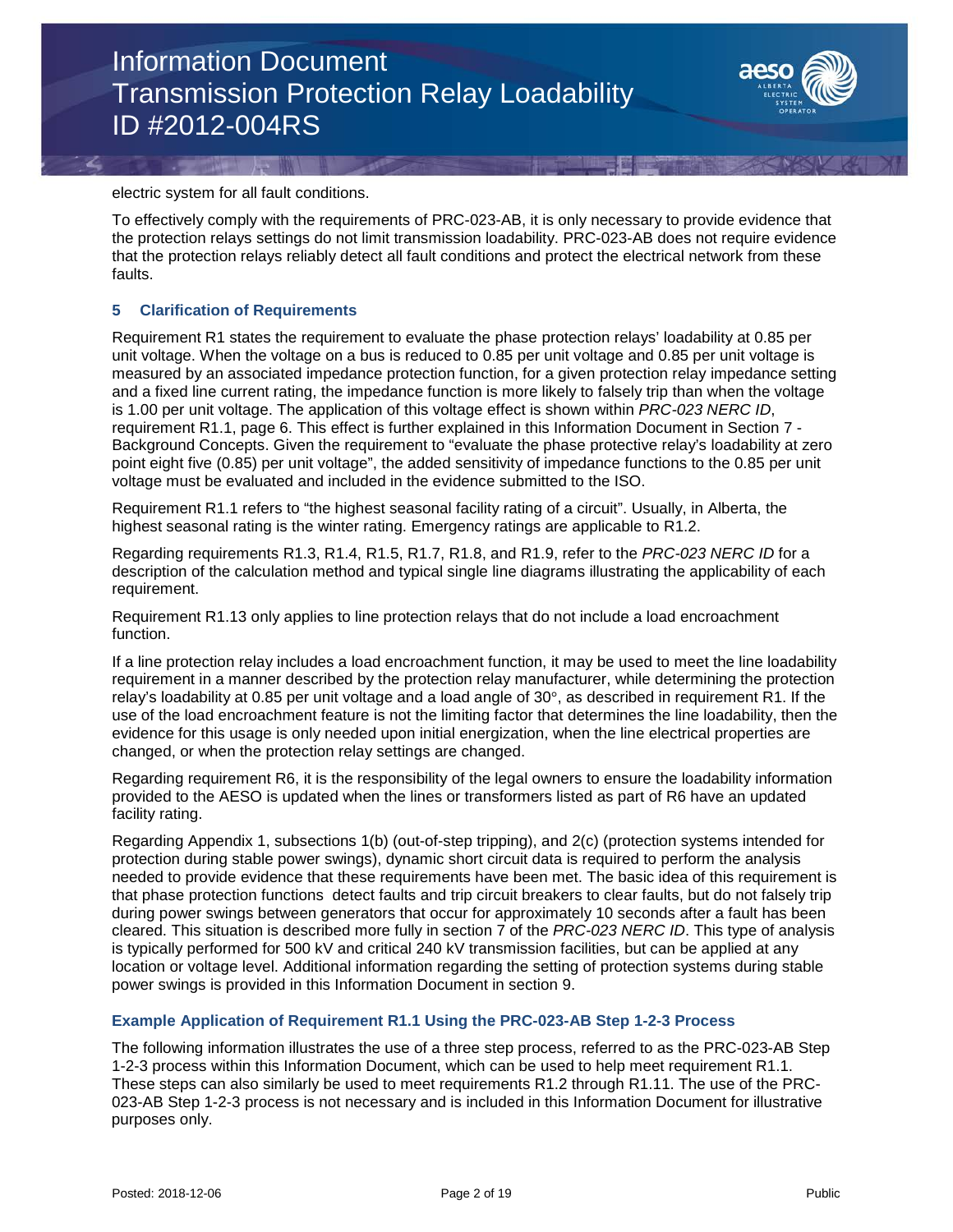electric system for all fault conditions.

To effectively comply with the requirements of PRC-023-AB, it is only necessary to provide evidence that the protection relays settings do not limit transmission loadability. PRC-023-AB does not require evidence that the protection relays reliably detect all fault conditions and protect the electrical network from these faults.

## 5 Clarification of Requirements

Requirement R1 states the requirement to evaluate the phase protection relays' loadability at 0.85 per unit voltage. When the voltage on a bus is reduced to 0.85 per unit voltage and 0.85 per unit voltage is measured by an associated impedance protection function, for a given protection relay impedance setting and a fixed line current rating, the impedance function is more likely to falsely trip than when the voltage is 1.00 per unit voltage. The application of this voltage effect is shown within *PRC-023 NERC ID*, requirement R1.1, page 6. This effect is further explained in this Information Document in Section 7 - Background Concepts. Given the requirement to "evaluate the phase protective relay's loadability at zero point eight five (0.85) per unit voltage", the added sensitivity of impedance functions to the 0.85 per unit voltage must be evaluated and included in the evidence submitted to the ISO.

Requirement R1.1 refers to "the highest seasonal facility rating of a circuit". Usually, in Alberta, the highest seasonal rating is the winter rating. Emergency ratings are applicable to R1.2.

Regarding requirements R1.3, R1.4, R1.5, R1.7, R1.8, and R1.9, refer to the *PRC-023 NERC ID* for a description of the calculation method and typical single line diagrams illustrating the applicability of each requirement.

Requirement R1.13 only applies to line protection relays that do not include a load encroachment function.

If a line protection relay includes a load encroachment function, it may be used to meet the line loadability requirement in a manner described by the protection relay manufacturer, while determining the protection relay's loadability at 0.85 per unit voltage and a load angle of 30°, as described in requirement R1. If the use of the load encroachment feature is not the limiting factor that determines the line loadability, then the evidence for this usage is only needed upon initial energization, when the line electrical properties are changed, or when the protection relay settings are changed.

Regarding requirement R6, it is the responsibility of the legal owners to ensure the loadability information provided to the AESO is updated when the lines or transformers listed as part of R6 have an updated facility rating.

Regarding Appendix 1, subsections 1(b) (out-of-step tripping), and 2(c) (protection systems intended for protection during stable power swings), dynamic short circuit data is required to perform the analysis needed to provide evidence that these requirements have been met. The basic idea of this requirement is that phase protection functions detect faults and trip circuit breakers to clear faults, but do not falsely trip during power swings between generators that occur for approximately 10 seconds after a fault has been cleared. This situation is described more fully in section 7 of the *PRC-023 NERC ID*. This type of analysis is typically performed for 500 kV and critical 240 kV transmission facilities, but can be applied at any location or voltage level. Additional information regarding the setting of protection systems during stable power swings is provided in this Information Document in section 9.

### Example Application of Requirement R1.1 Using the PRC-023-AB Step 1-2-3 Process

The following information illustrates the use of a three step process, referred to as the PRC-023-AB Step 1-2-3 process within this Information Document, which can be used to help meet requirement R1.1. These steps can also similarly be used to meet requirements R1.2 through R1.11. The use of the PRC-023-AB Step 1-2-3 process is not necessary and is included in this Information Document for illustrative purposes only.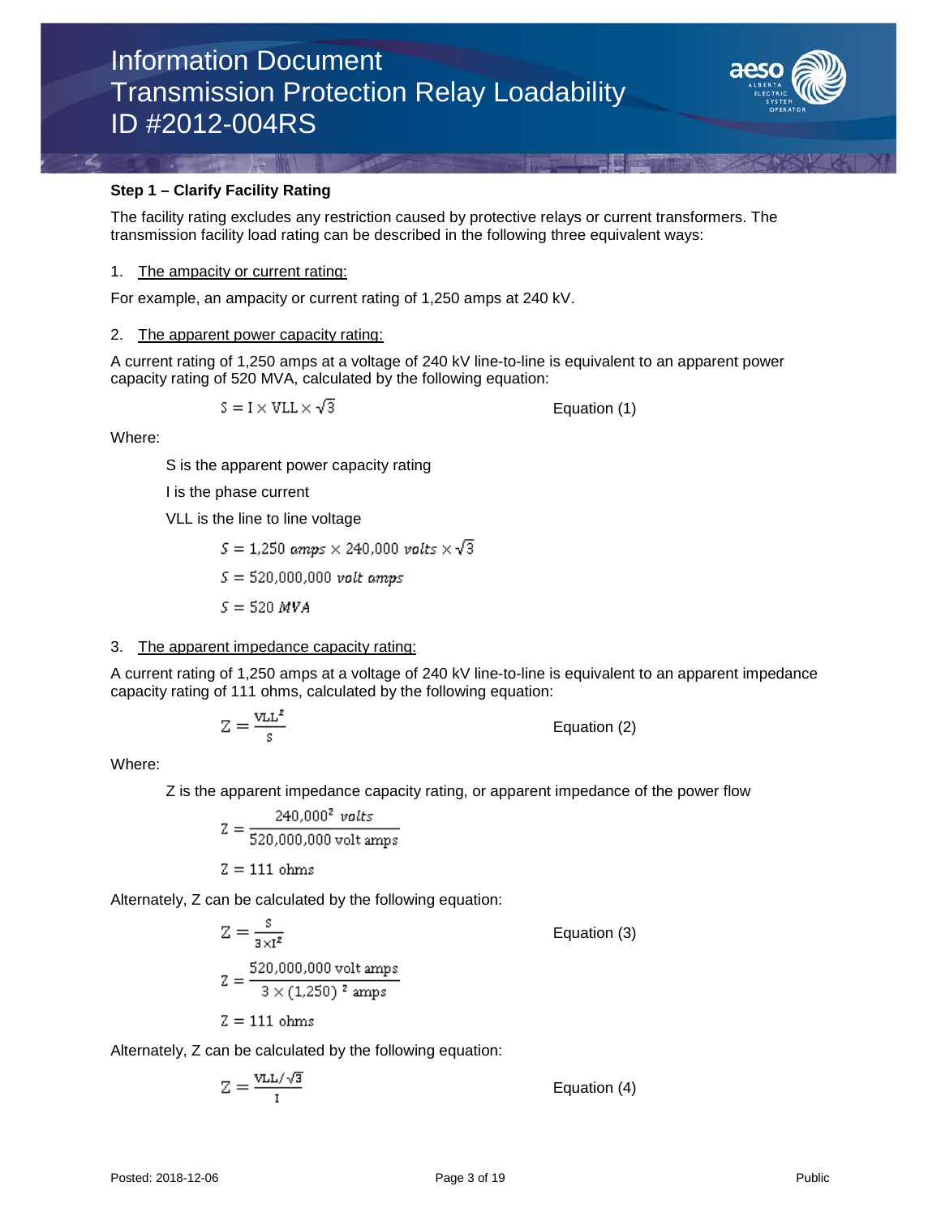**Step 1 – Clarify Facility Rating**

The facility rating excludes any restriction caused by protective relays or current transformers. The transmission facility load rating can be described in the following three equivalent ways:

1. The ampacity or current rating:

For example, an ampacity or current rating of 1,250 amps at 240 kV.

2. The apparent power capacity rating:

A current rating of 1,250 amps at a voltage of 240 kV line-to-line is equivalent to an apparent power capacity rating of 520 MVA, calculated by the following equation:

$$S = I \times VLL \times \sqrt{3} \qquad \text{Equation (1)}$$

Where:

S is the apparent power capacity rating

I is the phase current

VLL is the line to line voltage

$$S = 1{,}250 \; amps \times 240{,}000 \; volts \times \sqrt{3}$$

$$S = 520{,}000{,}000 \; volt \; amps$$

$$S = 520 \; MVA$$

3. The apparent impedance capacity rating:

A current rating of 1,250 amps at a voltage of 240 kV line-to-line is equivalent to an apparent impedance capacity rating of 111 ohms, calculated by the following equation:

$$Z = \frac{VLL^2}{S} \qquad \text{Equation (2)}$$

Where:

Z is the apparent impedance capacity rating, or apparent impedance of the power flow

$$Z = \frac{240{,}000^2 \; volts}{520{,}000{,}000 \text{ volt amps}}$$

$$Z = 111 \text{ ohms}$$

Alternately, Z can be calculated by the following equation:

$$Z = \frac{S}{3 \times I^2} \qquad \text{Equation (3)}$$

$$Z = \frac{520{,}000{,}000 \text{ volt amps}}{3 \times (1{,}250)^2 \text{ amps}}$$

$$Z = 111 \text{ ohms}$$

Alternately, Z can be calculated by the following equation:

$$Z = \frac{VLL/\sqrt{3}}{I} \qquad \text{Equation (4)}$$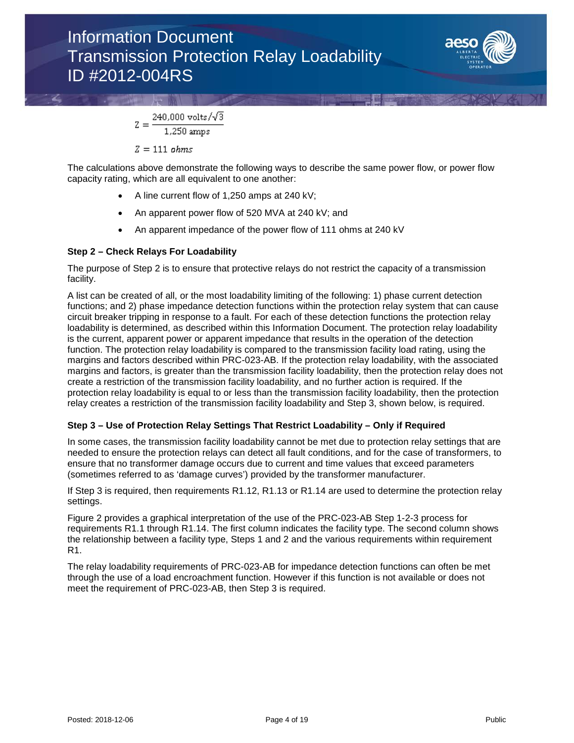$$Z = \frac{240{,}000 \text{ volts}/\sqrt{3}}{1{,}250 \text{ amps}}$$

$$Z = 111 \text{ ohms}$$

The calculations above demonstrate the following ways to describe the same power flow, or power flow capacity rating, which are all equivalent to one another:

- A line current flow of 1,250 amps at 240 kV;
- An apparent power flow of 520 MVA at 240 kV; and
- An apparent impedance of the power flow of 111 ohms at 240 kV

**Step 2 – Check Relays For Loadability**

The purpose of Step 2 is to ensure that protective relays do not restrict the capacity of a transmission facility.

A list can be created of all, or the most loadability limiting of the following: 1) phase current detection functions; and 2) phase impedance detection functions within the protection relay system that can cause circuit breaker tripping in response to a fault. For each of these detection functions the protection relay loadability is determined, as described within this Information Document. The protection relay loadability is the current, apparent power or apparent impedance that results in the operation of the detection function. The protection relay loadability is compared to the transmission facility load rating, using the margins and factors described within PRC-023-AB. If the protection relay loadability, with the associated margins and factors, is greater than the transmission facility loadability, then the protection relay does not create a restriction of the transmission facility loadability, and no further action is required. If the protection relay loadability is equal to or less than the transmission facility loadability, then the protection relay creates a restriction of the transmission facility loadability and Step 3, shown below, is required.

**Step 3 – Use of Protection Relay Settings That Restrict Loadability – Only if Required**

In some cases, the transmission facility loadability cannot be met due to protection relay settings that are needed to ensure the protection relays can detect all fault conditions, and for the case of transformers, to ensure that no transformer damage occurs due to current and time values that exceed parameters (sometimes referred to as 'damage curves') provided by the transformer manufacturer.

If Step 3 is required, then requirements R1.12, R1.13 or R1.14 are used to determine the protection relay settings.

Figure 2 provides a graphical interpretation of the use of the PRC-023-AB Step 1-2-3 process for requirements R1.1 through R1.14. The first column indicates the facility type. The second column shows the relationship between a facility type, Steps 1 and 2 and the various requirements within requirement R1.

The relay loadability requirements of PRC-023-AB for impedance detection functions can often be met through the use of a load encroachment function. However if this function is not available or does not meet the requirement of PRC-023-AB, then Step 3 is required.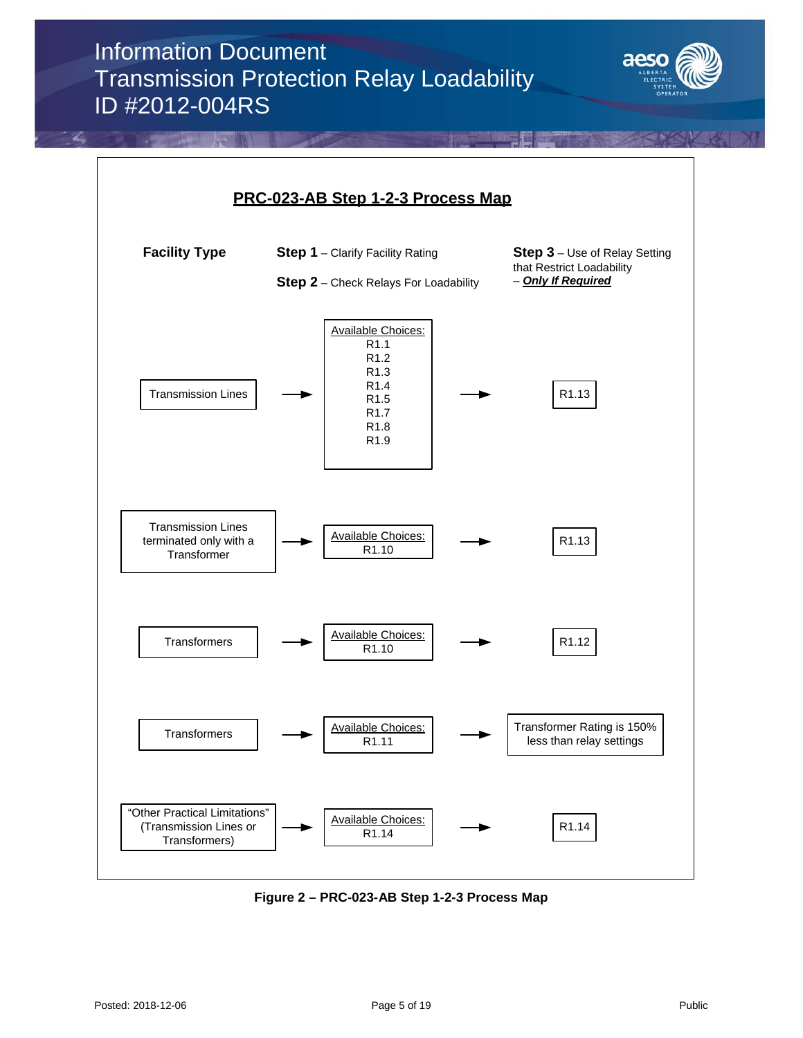## PRC-023-AB Step 1-2-3 Process Map

| Facility Type | Step 1 – Clarify Facility Rating<br>Step 2 – Check Relays For Loadability | Step 3 – Use of Relay Setting that Restrict Loadability – ***Only If Required*** |
|---|---|---|
| Transmission Lines | Available Choices: R1.1, R1.2, R1.3, R1.4, R1.5, R1.7, R1.8, R1.9 | R1.13 |
| Transmission Lines terminated only with a Transformer | Available Choices: R1.10 | R1.13 |
| Transformers | Available Choices: R1.10 | R1.12 |
| Transformers | Available Choices: R1.11 | Transformer Rating is 150% less than relay settings |
| "Other Practical Limitations" (Transmission Lines or Transformers) | Available Choices: R1.14 | R1.14 |

**Figure 2 – PRC-023-AB Step 1-2-3 Process Map**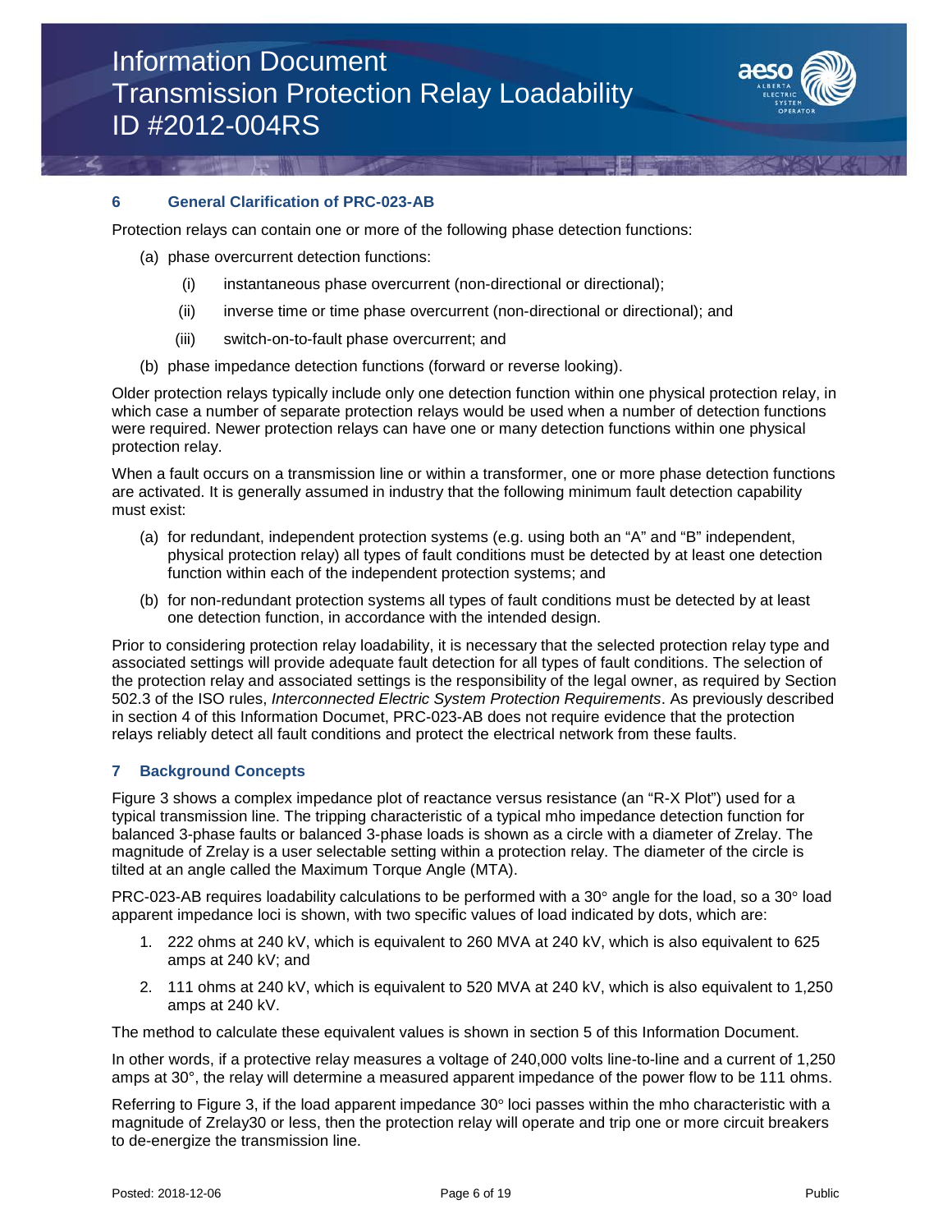## 6 General Clarification of PRC-023-AB

Protection relays can contain one or more of the following phase detection functions:

(a) phase overcurrent detection functions:

   (i) instantaneous phase overcurrent (non-directional or directional);

   (ii) inverse time or time phase overcurrent (non-directional or directional); and

   (iii) switch-on-to-fault phase overcurrent; and

(b) phase impedance detection functions (forward or reverse looking).

Older protection relays typically include only one detection function within one physical protection relay, in which case a number of separate protection relays would be used when a number of detection functions were required. Newer protection relays can have one or many detection functions within one physical protection relay.

When a fault occurs on a transmission line or within a transformer, one or more phase detection functions are activated. It is generally assumed in industry that the following minimum fault detection capability must exist:

(a) for redundant, independent protection systems (e.g. using both an "A" and "B" independent, physical protection relay) all types of fault conditions must be detected by at least one detection function within each of the independent protection systems; and

(b) for non-redundant protection systems all types of fault conditions must be detected by at least one detection function, in accordance with the intended design.

Prior to considering protection relay loadability, it is necessary that the selected protection relay type and associated settings will provide adequate fault detection for all types of fault conditions. The selection of the protection relay and associated settings is the responsibility of the legal owner, as required by Section 502.3 of the ISO rules, *Interconnected Electric System Protection Requirements*. As previously described in section 4 of this Information Documet, PRC-023-AB does not require evidence that the protection relays reliably detect all fault conditions and protect the electrical network from these faults.

## 7 Background Concepts

Figure 3 shows a complex impedance plot of reactance versus resistance (an "R-X Plot") used for a typical transmission line. The tripping characteristic of a typical mho impedance detection function for balanced 3-phase faults or balanced 3-phase loads is shown as a circle with a diameter of Zrelay. The magnitude of Zrelay is a user selectable setting within a protection relay. The diameter of the circle is tilted at an angle called the Maximum Torque Angle (MTA).

PRC-023-AB requires loadability calculations to be performed with a 30° angle for the load, so a 30° load apparent impedance loci is shown, with two specific values of load indicated by dots, which are:

1. 222 ohms at 240 kV, which is equivalent to 260 MVA at 240 kV, which is also equivalent to 625 amps at 240 kV; and
2. 111 ohms at 240 kV, which is equivalent to 520 MVA at 240 kV, which is also equivalent to 1,250 amps at 240 kV.

The method to calculate these equivalent values is shown in section 5 of this Information Document.

In other words, if a protective relay measures a voltage of 240,000 volts line-to-line and a current of 1,250 amps at 30°, the relay will determine a measured apparent impedance of the power flow to be 111 ohms.

Referring to Figure 3, if the load apparent impedance 30° loci passes within the mho characteristic with a magnitude of Zrelay30 or less, then the protection relay will operate and trip one or more circuit breakers to de-energize the transmission line.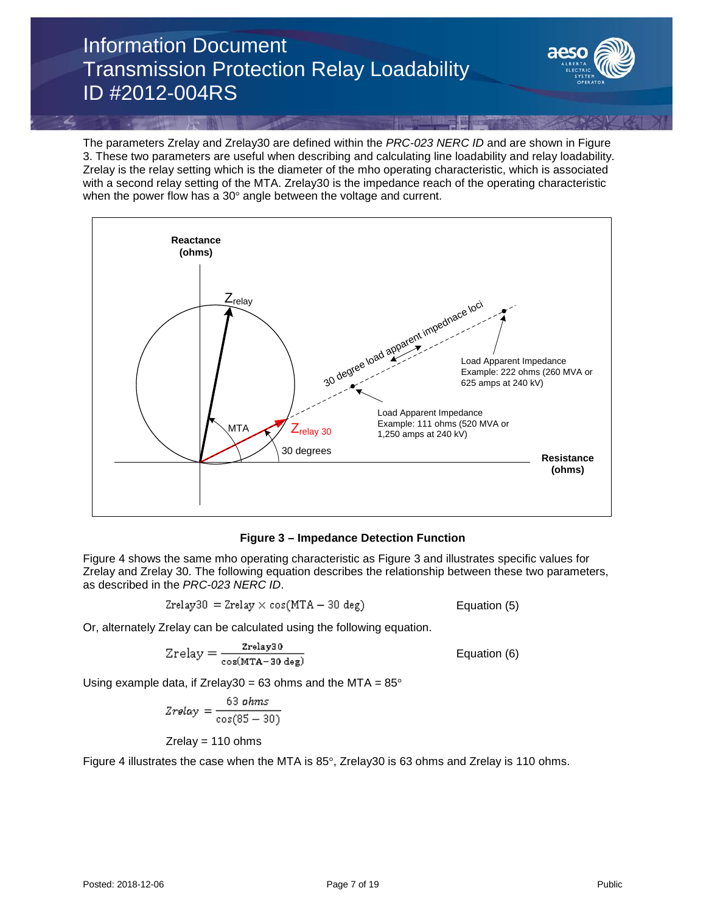The parameters Zrelay and Zrelay30 are defined within the *PRC-023 NERC ID* and are shown in Figure 3. These two parameters are useful when describing and calculating line loadability and relay loadability. Zrelay is the relay setting which is the diameter of the mho operating characteristic, which is associated with a second relay setting of the MTA. Zrelay30 is the impedance reach of the operating characteristic when the power flow has a 30° angle between the voltage and current.

**Figure 3 – Impedance Detection Function**

Figure 4 shows the same mho operating characteristic as Figure 3 and illustrates specific values for Zrelay and Zrelay 30. The following equation describes the relationship between these two parameters, as described in the *PRC-023 NERC ID*.

$$\text{Zrelay30} = \text{Zrelay} \times \cos(\text{MTA} - 30\text{ deg}) \qquad \text{Equation (5)}$$

Or, alternately Zrelay can be calculated using the following equation.

$$\text{Zrelay} = \frac{\text{Zrelay30}}{\cos(\text{MTA} - 30\text{ deg})} \qquad \text{Equation (6)}$$

Using example data, if Zrelay30 = 63 ohms and the MTA = 85°

$$Zrelay = \frac{63\ ohms}{\cos(85 - 30)}$$

Zrelay = 110 ohms

Figure 4 illustrates the case when the MTA is 85°, Zrelay30 is 63 ohms and Zrelay is 110 ohms.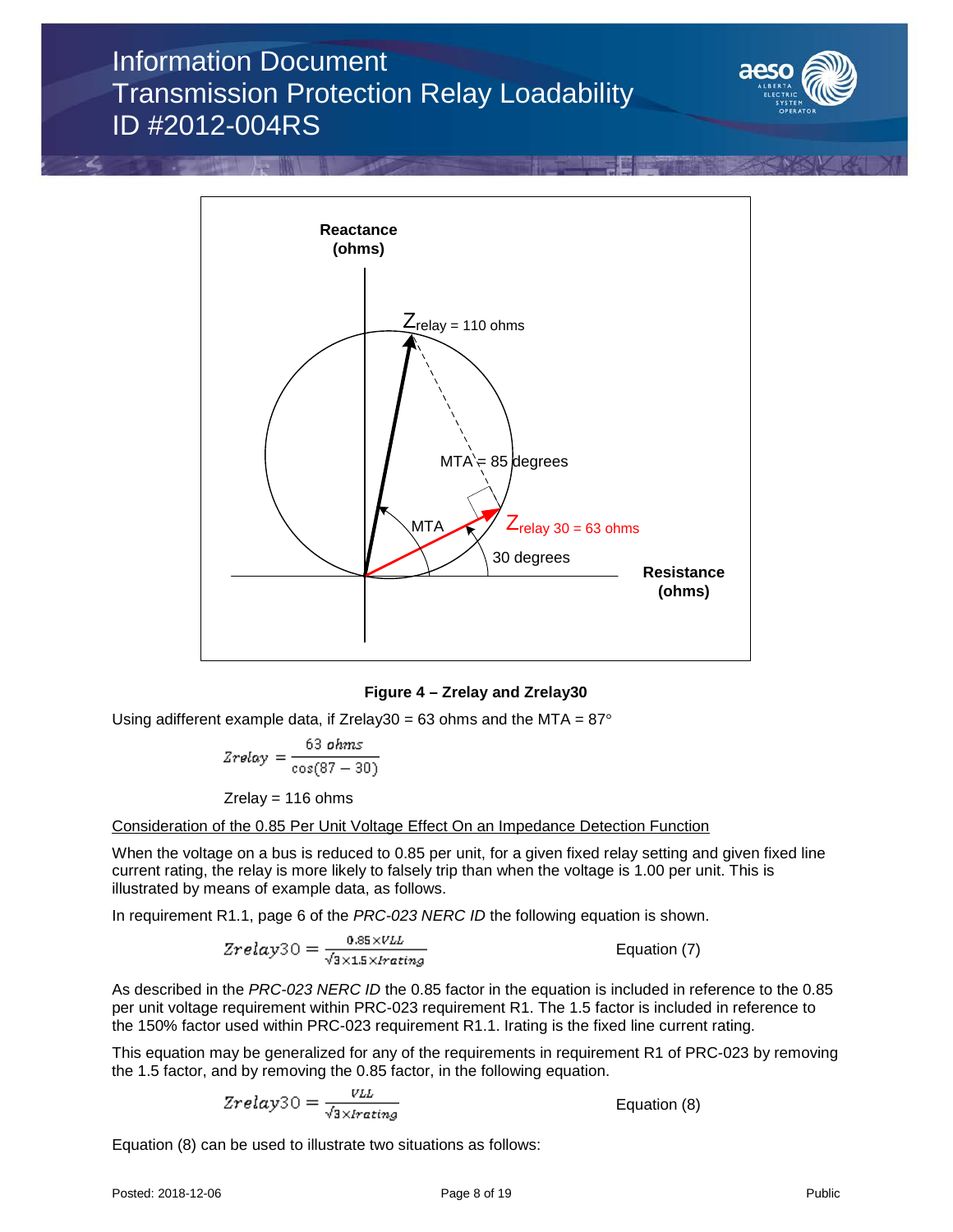**Figure 4 – Zrelay and Zrelay30**

Using adifferent example data, if Zrelay30 = 63 ohms and the MTA = 87°

$$Zrelay = \frac{63\ ohms}{\cos(87-30)}$$

Zrelay = 116 ohms

<u>Consideration of the 0.85 Per Unit Voltage Effect On an Impedance Detection Function</u>

When the voltage on a bus is reduced to 0.85 per unit, for a given fixed relay setting and given fixed line current rating, the relay is more likely to falsely trip than when the voltage is 1.00 per unit. This is illustrated by means of example data, as follows.

In requirement R1.1, page 6 of the *PRC-023 NERC ID* the following equation is shown.

$$Zrelay30 = \frac{0.85 \times VLL}{\sqrt{3} \times 1.5 \times Irating} \qquad \text{Equation (7)}$$

As described in the *PRC-023 NERC ID* the 0.85 factor in the equation is included in reference to the 0.85 per unit voltage requirement within PRC-023 requirement R1. The 1.5 factor is included in reference to the 150% factor used within PRC-023 requirement R1.1. Irating is the fixed line current rating.

This equation may be generalized for any of the requirements in requirement R1 of PRC-023 by removing the 1.5 factor, and by removing the 0.85 factor, in the following equation.

$$Zrelay30 = \frac{VLL}{\sqrt{3} \times Irating} \qquad \text{Equation (8)}$$

Equation (8) can be used to illustrate two situations as follows: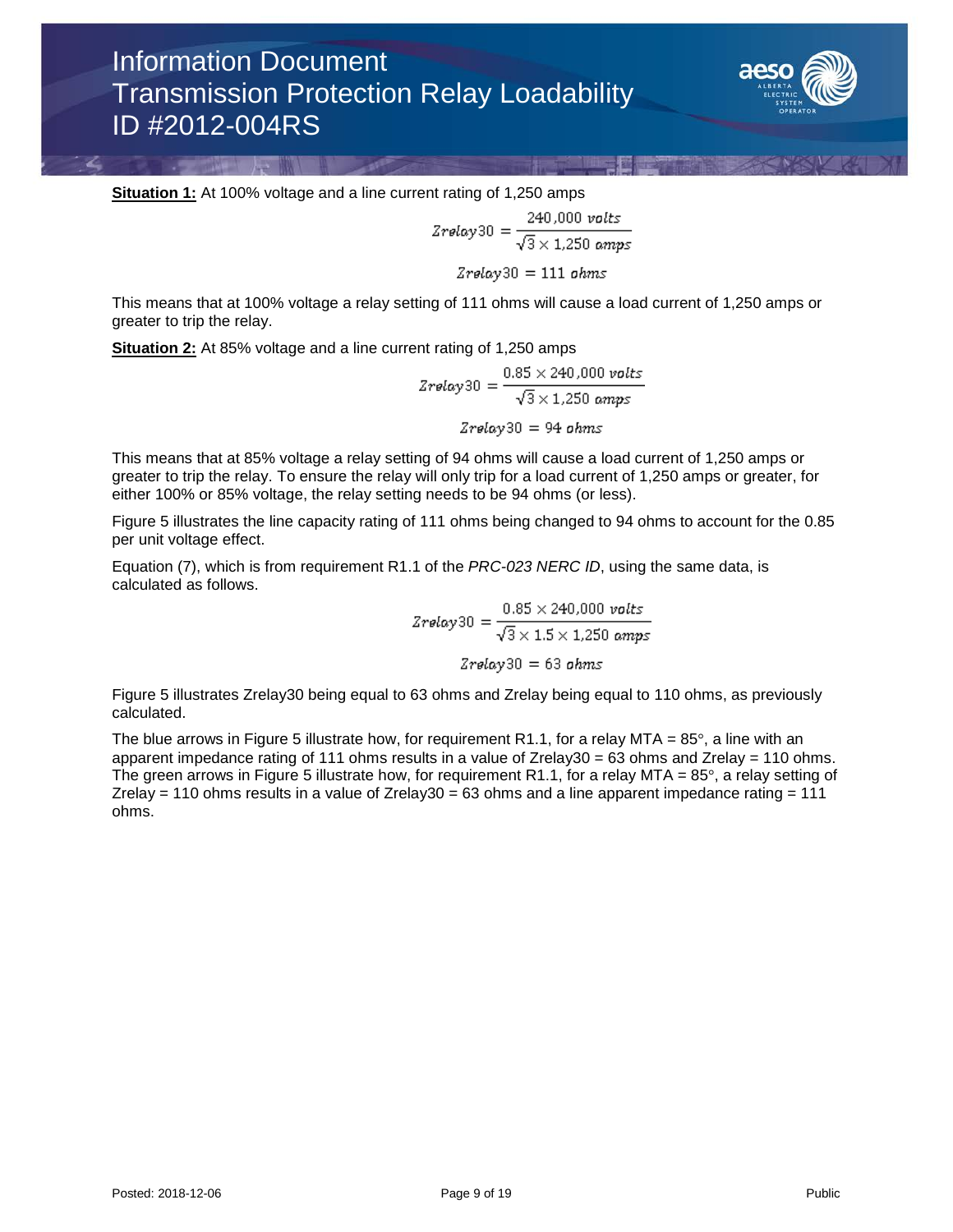**Situation 1:** At 100% voltage and a line current rating of 1,250 amps

$$Zrelay30 = \frac{240{,}000\ volts}{\sqrt{3} \times 1{,}250\ amps}$$

$$Zrelay30 = 111\ ohms$$

This means that at 100% voltage a relay setting of 111 ohms will cause a load current of 1,250 amps or greater to trip the relay.

**Situation 2:** At 85% voltage and a line current rating of 1,250 amps

$$Zrelay30 = \frac{0.85 \times 240{,}000\ volts}{\sqrt{3} \times 1{,}250\ amps}$$

$$Zrelay30 = 94\ ohms$$

This means that at 85% voltage a relay setting of 94 ohms will cause a load current of 1,250 amps or greater to trip the relay. To ensure the relay will only trip for a load current of 1,250 amps or greater, for either 100% or 85% voltage, the relay setting needs to be 94 ohms (or less).

Figure 5 illustrates the line capacity rating of 111 ohms being changed to 94 ohms to account for the 0.85 per unit voltage effect.

Equation (7), which is from requirement R1.1 of the *PRC-023 NERC ID*, using the same data, is calculated as follows.

$$Zrelay30 = \frac{0.85 \times 240{,}000\ volts}{\sqrt{3} \times 1.5 \times 1{,}250\ amps}$$

$$Zrelay30 = 63\ ohms$$

Figure 5 illustrates Zrelay30 being equal to 63 ohms and Zrelay being equal to 110 ohms, as previously calculated.

The blue arrows in Figure 5 illustrate how, for requirement R1.1, for a relay MTA = 85°, a line with an apparent impedance rating of 111 ohms results in a value of Zrelay30 = 63 ohms and Zrelay = 110 ohms. The green arrows in Figure 5 illustrate how, for requirement R1.1, for a relay MTA = 85°, a relay setting of Zrelay = 110 ohms results in a value of Zrelay30 = 63 ohms and a line apparent impedance rating = 111 ohms.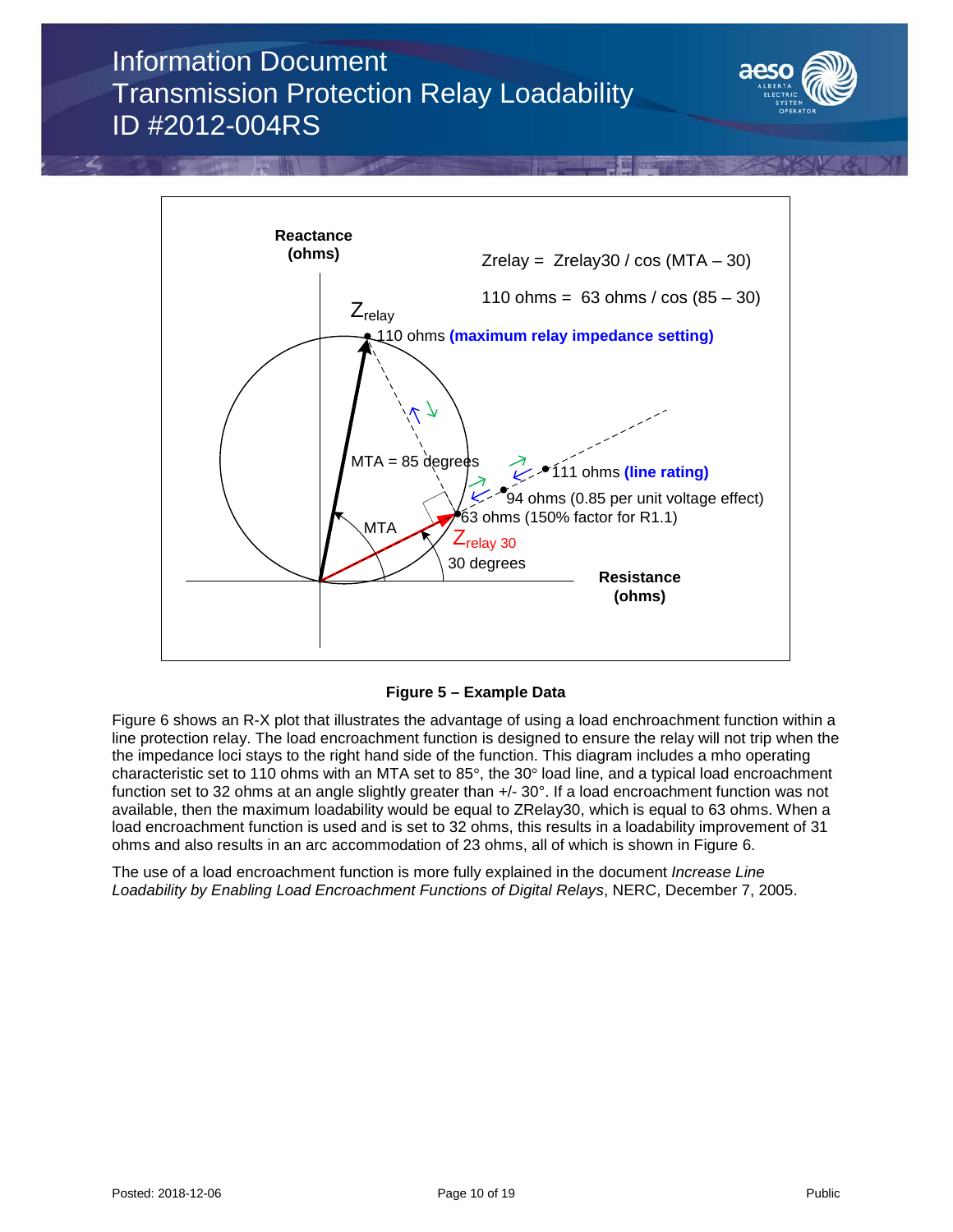Figure 5 – Example Data

Figure 6 shows an R-X plot that illustrates the advantage of using a load enchroachment function within a line protection relay. The load enchroachment function is designed to ensure the relay will not trip when the the impedance loci stays to the right hand side of the function. This diagram includes a mho operating characteristic set to 110 ohms with an MTA set to 85°, the 30° load line, and a typical load encroachment function set to 32 ohms at an angle slightly greater than +/- 30°. If a load encroachment function was not available, then the maximum loadability would be equal to ZRelay30, which is equal to 63 ohms. When a load encroachment function is used and is set to 32 ohms, this results in a loadability improvement of 31 ohms and also results in an arc accommodation of 23 ohms, all of which is shown in Figure 6.

The use of a load encroachment function is more fully explained in the document *Increase Line Loadability by Enabling Load Encroachment Functions of Digital Relays*, NERC, December 7, 2005.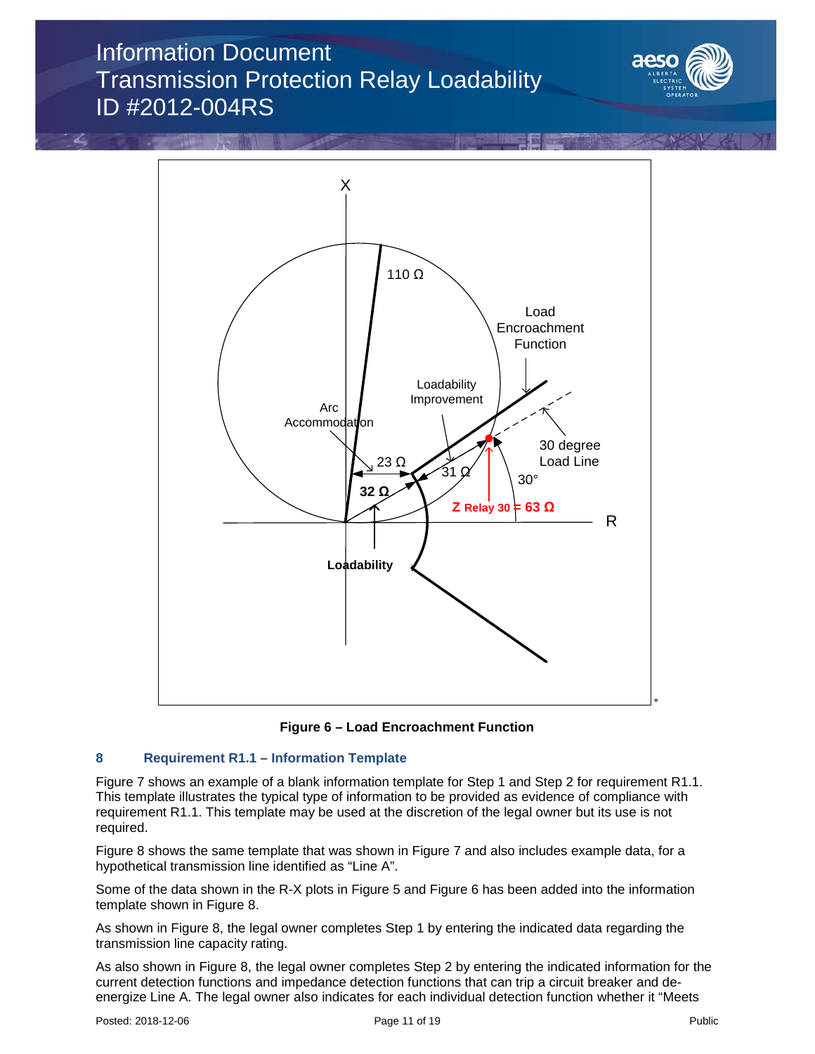Figure 6 – Load Encroachment Function

## 8 Requirement R1.1 – Information Template

Figure 7 shows an example of a blank information template for Step 1 and Step 2 for requirement R1.1. This template illustrates the typical type of information to be provided as evidence of compliance with requirement R1.1. This template may be used at the discretion of the legal owner but its use is not required.

Figure 8 shows the same template that was shown in Figure 7 and also includes example data, for a hypothetical transmission line identified as "Line A".

Some of the data shown in the R-X plots in Figure 5 and Figure 6 has been added into the information template shown in Figure 8.

As shown in Figure 8, the legal owner completes Step 1 by entering the indicated data regarding the transmission line capacity rating.

As also shown in Figure 8, the legal owner completes Step 2 by entering the indicated information for the current detection functions and impedance detection functions that can trip a circuit breaker and de-energize Line A. The legal owner also indicates for each individual detection function whether it "Meets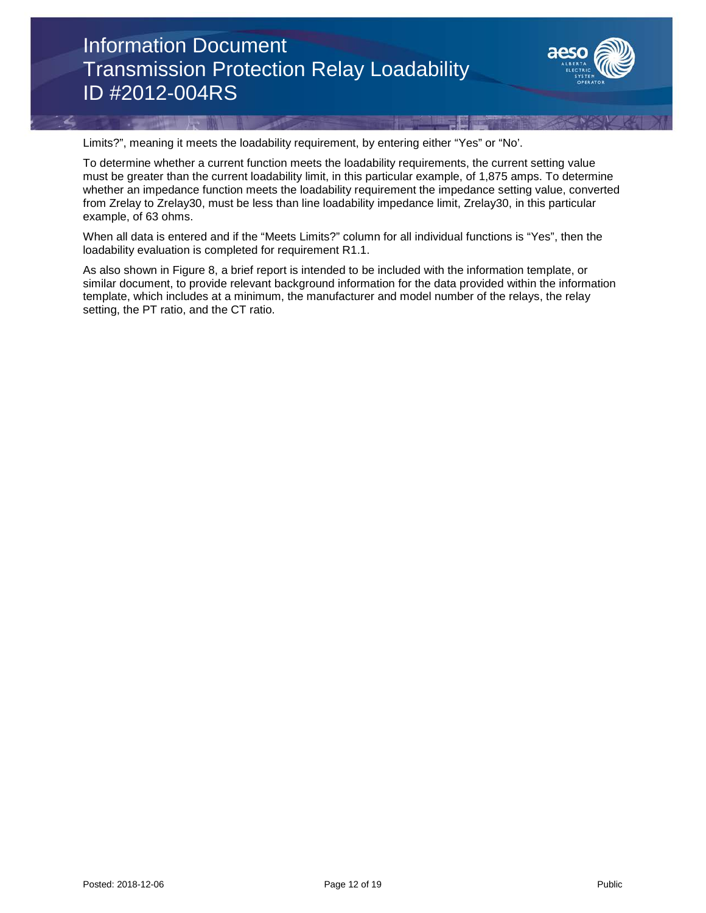Limits?", meaning it meets the loadability requirement, by entering either "Yes" or "No'.

To determine whether a current function meets the loadability requirements, the current setting value must be greater than the current loadability limit, in this particular example, of 1,875 amps. To determine whether an impedance function meets the loadability requirement the impedance setting value, converted from Zrelay to Zrelay30, must be less than line loadability impedance limit, Zrelay30, in this particular example, of 63 ohms.

When all data is entered and if the "Meets Limits?" column for all individual functions is "Yes", then the loadability evaluation is completed for requirement R1.1.

As also shown in Figure 8, a brief report is intended to be included with the information template, or similar document, to provide relevant background information for the data provided within the information template, which includes at a minimum, the manufacturer and model number of the relays, the relay setting, the PT ratio, and the CT ratio.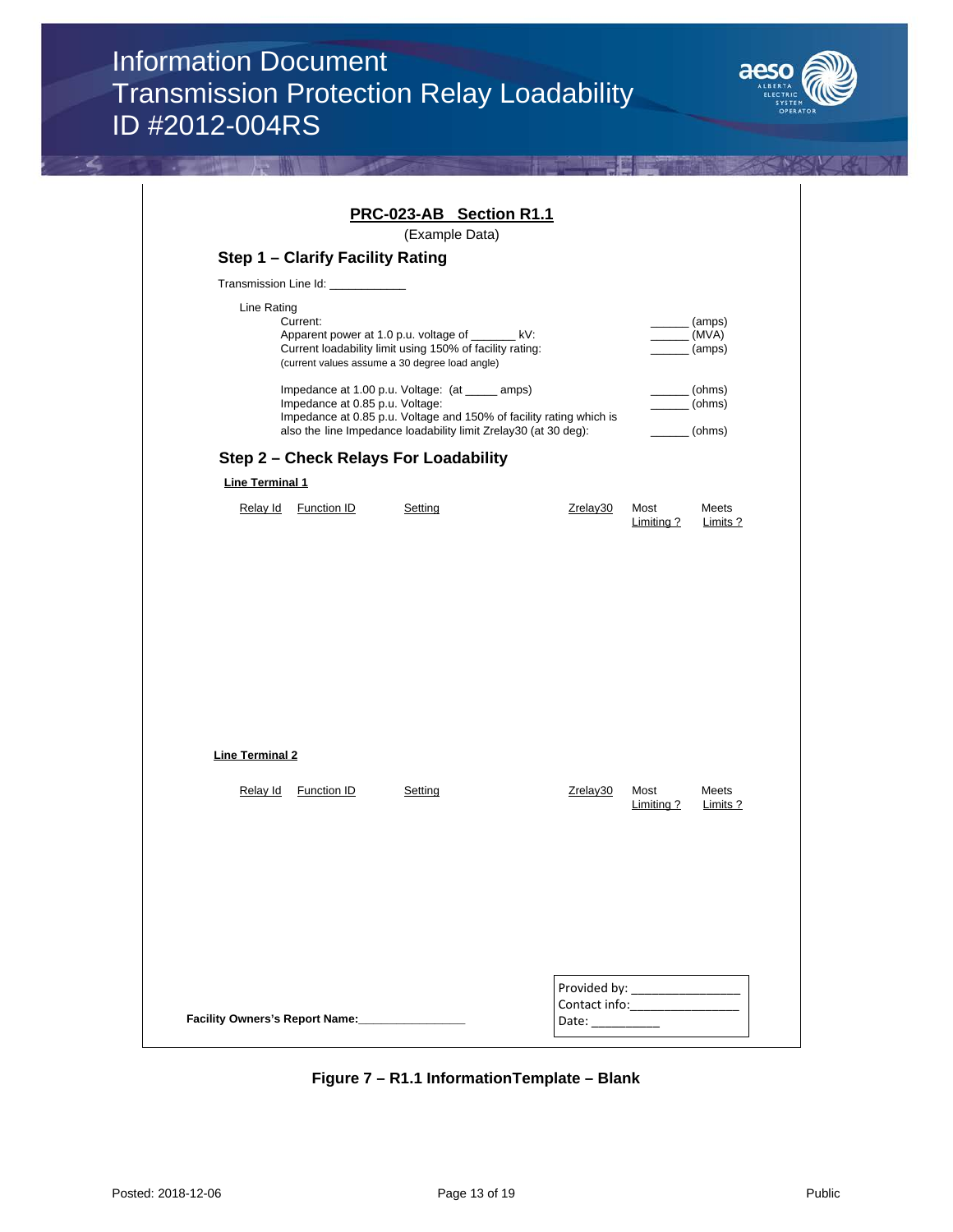## PRC-023-AB Section R1.1

(Example Data)

### Step 1 – Clarify Facility Rating

Transmission Line Id: ___________

Line Rating

| | |
|---|---|
| Current: | ______ (amps) |
| Apparent power at 1.0 p.u. voltage of _______ kV: | ______ (MVA) |
| Current loadability limit using 150% of facility rating: | ______ (amps) |
| (current values assume a 30 degree load angle) | |
| Impedance at 1.00 p.u. Voltage: (at _____ amps) | ______ (ohms) |
| Impedance at 0.85 p.u. Voltage: | ______ (ohms) |
| Impedance at 0.85 p.u. Voltage and 150% of facility rating which is also the line Impedance loadability limit Zrelay30 (at 30 deg): | ______ (ohms) |

### Step 2 – Check Relays For Loadability

**Line Terminal 1**

| Relay Id | Function ID | Setting | Zrelay30 | Most Limiting ? | Meets Limits ? |
|---|---|---|---|---|---|
| | | | | | |

**Line Terminal 2**

| Relay Id | Function ID | Setting | Zrelay30 | Most Limiting ? | Meets Limits ? |
|---|---|---|---|---|---|
| | | | | | |

**Facility Owners's Report Name:________________**

Provided by: _______________
Contact info:_______________
Date: __________

**Figure 7 – R1.1 InformationTemplate – Blank**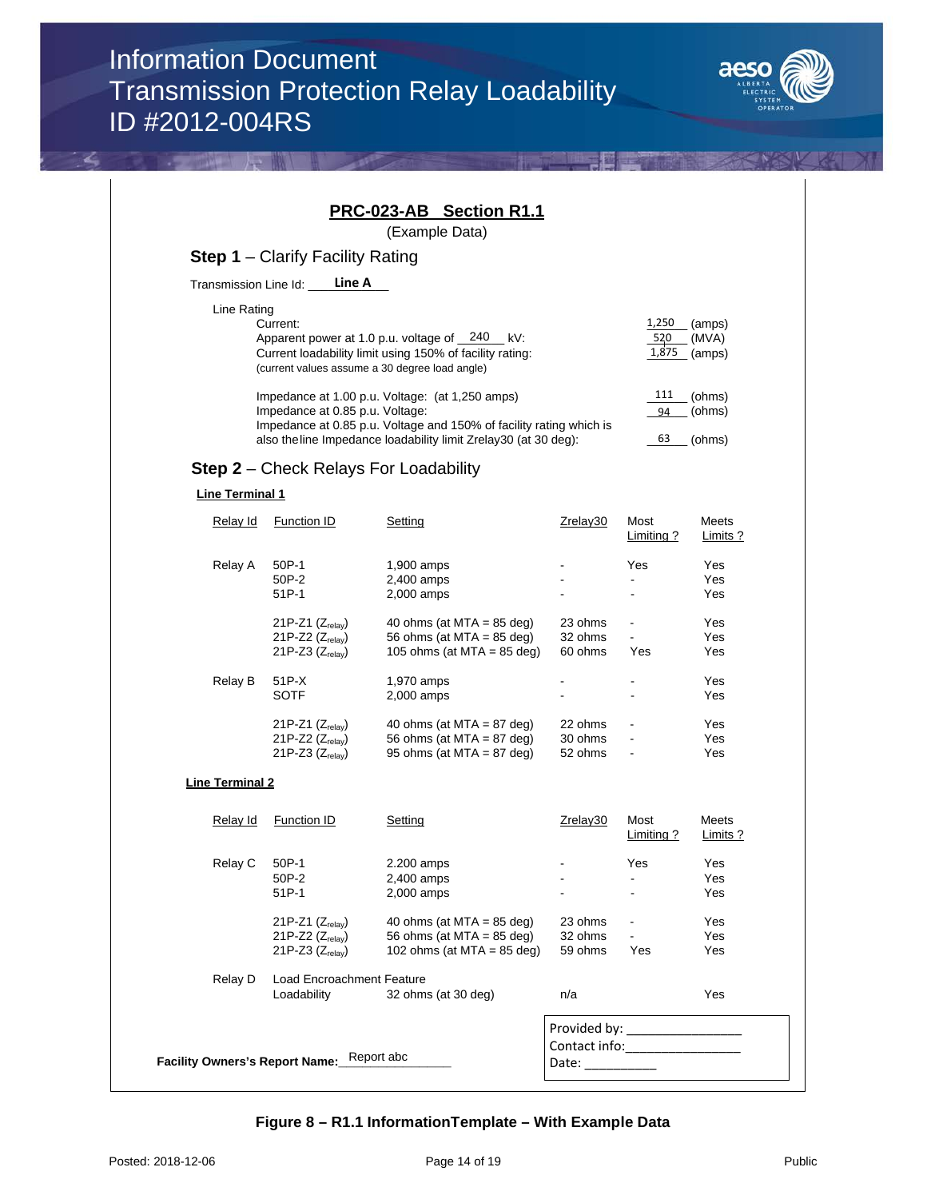## PRC-023-AB Section R1.1

(Example Data)

### Step 1 – Clarify Facility Rating

Transmission Line Id: **Line A**

Line Rating

| | | |
|---|---|---|
| Current: | 1,250 | (amps) |
| Apparent power at 1.0 p.u. voltage of 240 kV: | 520 | (MVA) |
| Current loadability limit using 150% of facility rating: | 1,875 | (amps) |
| (current values assume a 30 degree load angle) | | |
| Impedance at 1.00 p.u. Voltage: (at 1,250 amps) | 111 | (ohms) |
| Impedance at 0.85 p.u. Voltage: | 94 | (ohms) |
| Impedance at 0.85 p.u. Voltage and 150% of facility rating which is also the line Impedance loadability limit Zrelay30 (at 30 deg): | 63 | (ohms) |

### Step 2 – Check Relays For Loadability

**Line Terminal 1**

| Relay Id | Function ID | Setting | Zrelay30 | Most Limiting ? | Meets Limits ? |
|---|---|---|---|---|---|
| Relay A | 50P-1 | 1,900 amps | - | Yes | Yes |
| | 50P-2 | 2,400 amps | - | - | Yes |
| | 51P-1 | 2,000 amps | - | - | Yes |
| | 21P-Z1 ($Z_{relay}$) | 40 ohms (at MTA = 85 deg) | 23 ohms | - | Yes |
| | 21P-Z2 ($Z_{relay}$) | 56 ohms (at MTA = 85 deg) | 32 ohms | - | Yes |
| | 21P-Z3 ($Z_{relay}$) | 105 ohms (at MTA = 85 deg) | 60 ohms | Yes | Yes |
| Relay B | 51P-X | 1,970 amps | - | - | Yes |
| | SOTF | 2,000 amps | - | - | Yes |
| | 21P-Z1 ($Z_{relay}$) | 40 ohms (at MTA = 87 deg) | 22 ohms | - | Yes |
| | 21P-Z2 ($Z_{relay}$) | 56 ohms (at MTA = 87 deg) | 30 ohms | - | Yes |
| | 21P-Z3 ($Z_{relay}$) | 95 ohms (at MTA = 87 deg) | 52 ohms | - | Yes |

**Line Terminal 2**

| Relay Id | Function ID | Setting | Zrelay30 | Most Limiting ? | Meets Limits ? |
|---|---|---|---|---|---|
| Relay C | 50P-1 | 2.200 amps | - | Yes | Yes |
| | 50P-2 | 2,400 amps | - | - | Yes |
| | 51P-1 | 2,000 amps | - | - | Yes |
| | 21P-Z1 ($Z_{relay}$) | 40 ohms (at MTA = 85 deg) | 23 ohms | - | Yes |
| | 21P-Z2 ($Z_{relay}$) | 56 ohms (at MTA = 85 deg) | 32 ohms | - | Yes |
| | 21P-Z3 ($Z_{relay}$) | 102 ohms (at MTA = 85 deg) | 59 ohms | Yes | Yes |
| Relay D | Load Encroachment Feature | | | | |
| | Loadability | 32 ohms (at 30 deg) | n/a | | Yes |

**Facility Owners's Report Name:** Report abc

Provided by: ________________
Contact info: ________________
Date: __________

**Figure 8 – R1.1 InformationTemplate – With Example Data**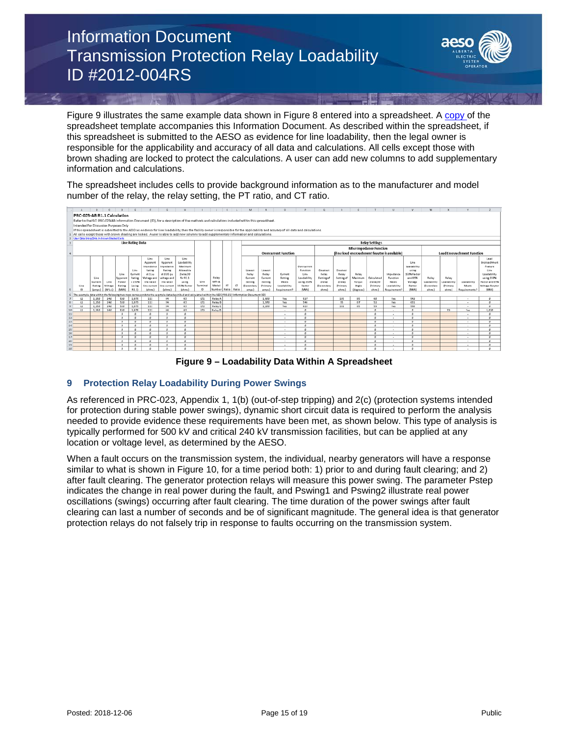Figure 9 illustrates the same example data shown in Figure 8 entered into a spreadsheet. A copy of the spreadsheet template accompanies this Information Document. As described within the spreadsheet, if this spreadsheet is submitted to the AESO as evidence for line loadability, then the legal owner is responsible for the applicability and accuracy of all data and calculations. All cells except those with brown shading are locked to protect the calculations. A user can add new columns to add supplementary information and calculations.

The spreadsheet includes cells to provide background information as to the manufacturer and model number of the relay, the relay setting, the PT ratio, and CT ratio.

**Figure 9 – Loadability Data Within A Spreadsheet**

## 9 Protection Relay Loadability During Power Swings

As referenced in PRC-023, Appendix 1, 1(b) (out-of-step tripping) and 2(c) (protection systems intended for protection during stable power swings), dynamic short circuit data is required to perform the analysis needed to provide evidence these requirements have been met, as shown below. This type of analysis is typically performed for 500 kV and critical 240 kV transmission facilities, but can be applied at any location or voltage level, as determined by the AESO.

When a fault occurs on the transmission system, the individual, nearby generators will have a response similar to what is shown in Figure 10, for a time period both: 1) prior to and during fault clearing; and 2) after fault clearing. The generator protection relays will measure this power swing. The parameter Pstep indicates the change in real power during the fault, and Pswing1 and Pswing2 illustrate real power oscillations (swings) occurring after fault clearing. The time duration of the power swings after fault clearing can last a number of seconds and be of significant magnitude. The general idea is that generator protection relays do not falsely trip in response to faults occurring on the transmission system.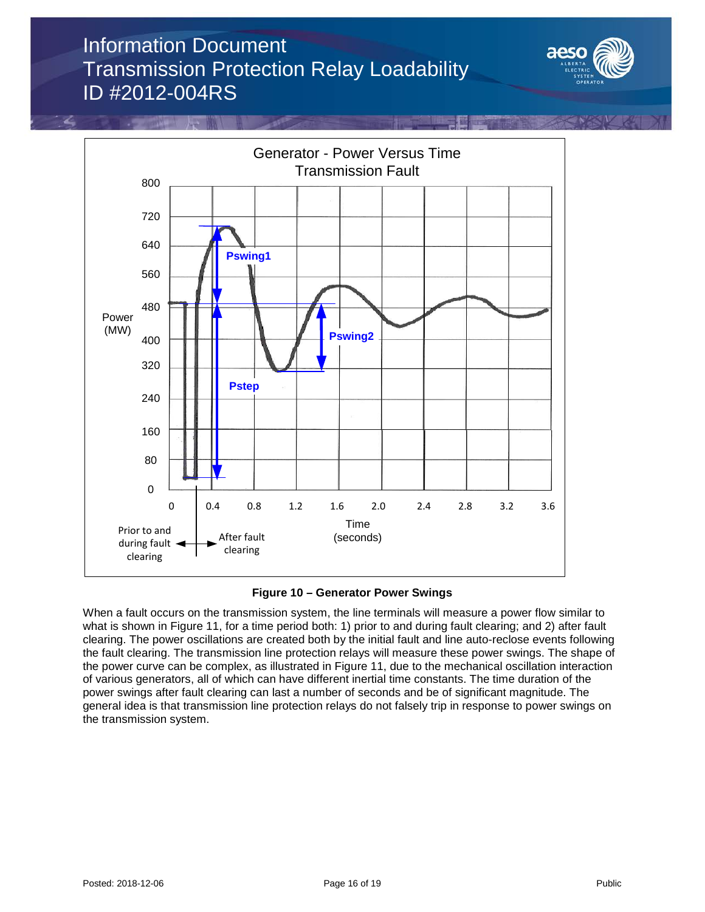**Figure 10 – Generator Power Swings**

When a fault occurs on the transmission system, the line terminals will measure a power flow similar to what is shown in Figure 11, for a time period both: 1) prior to and during fault clearing; and 2) after fault clearing. The power oscillations are created both by the initial fault and line auto-reclose events following the fault clearing. The transmission line protection relays will measure these power swings. The shape of the power curve can be complex, as illustrated in Figure 11, due to the mechanical oscillation interaction of various generators, all of which can have different inertial time constants. The time duration of the power swings after fault clearing can last a number of seconds and be of significant magnitude. The general idea is that transmission line protection relays do not falsely trip in response to power swings on the transmission system.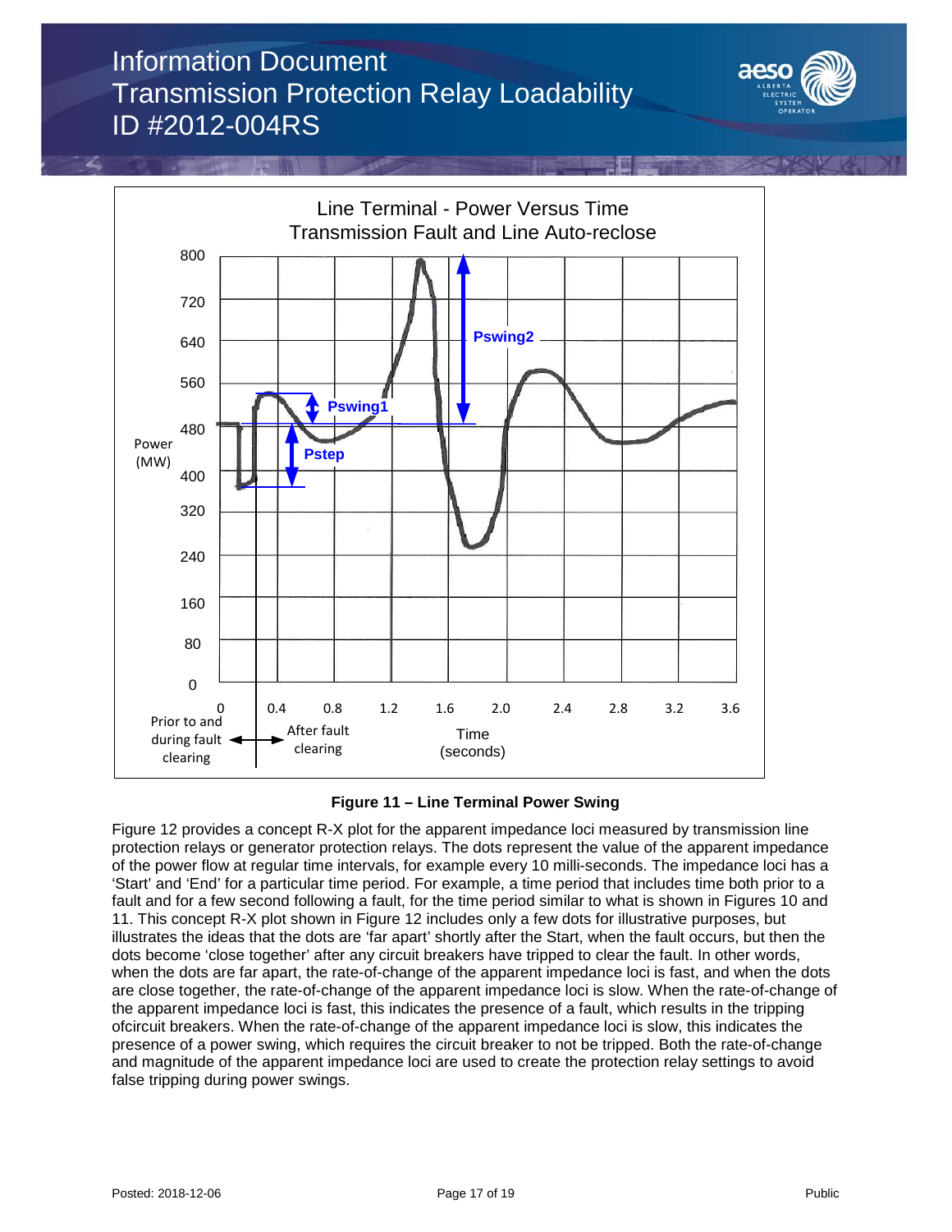**Figure 11 – Line Terminal Power Swing**

Figure 12 provides a concept R-X plot for the apparent impedance loci measured by transmission line protection relays or generator protection relays. The dots represent the value of the apparent impedance of the power flow at regular time intervals, for example every 10 milli-seconds. The impedance loci has a 'Start' and 'End' for a particular time period. For example, a time period that includes time both prior to a fault and for a few second following a fault, for the time period similar to what is shown in Figures 10 and 11. This concept R-X plot shown in Figure 12 includes only a few dots for illustrative purposes, but illustrates the ideas that the dots are 'far apart' shortly after the Start, when the fault occurs, but then the dots become 'close together' after any circuit breakers have tripped to clear the fault. In other words, when the dots are far apart, the rate-of-change of the apparent impedance loci is fast, and when the dots are close together, the rate-of-change of the apparent impedance loci is slow. When the rate-of-change of the apparent impedance loci is fast, this indicates the presence of a fault, which results in the tripping ofcircuit breakers. When the rate-of-change of the apparent impedance loci is slow, this indicates the presence of a power swing, which requires the circuit breaker to not be tripped. Both the rate-of-change and magnitude of the apparent impedance loci are used to create the protection relay settings to avoid false tripping during power swings.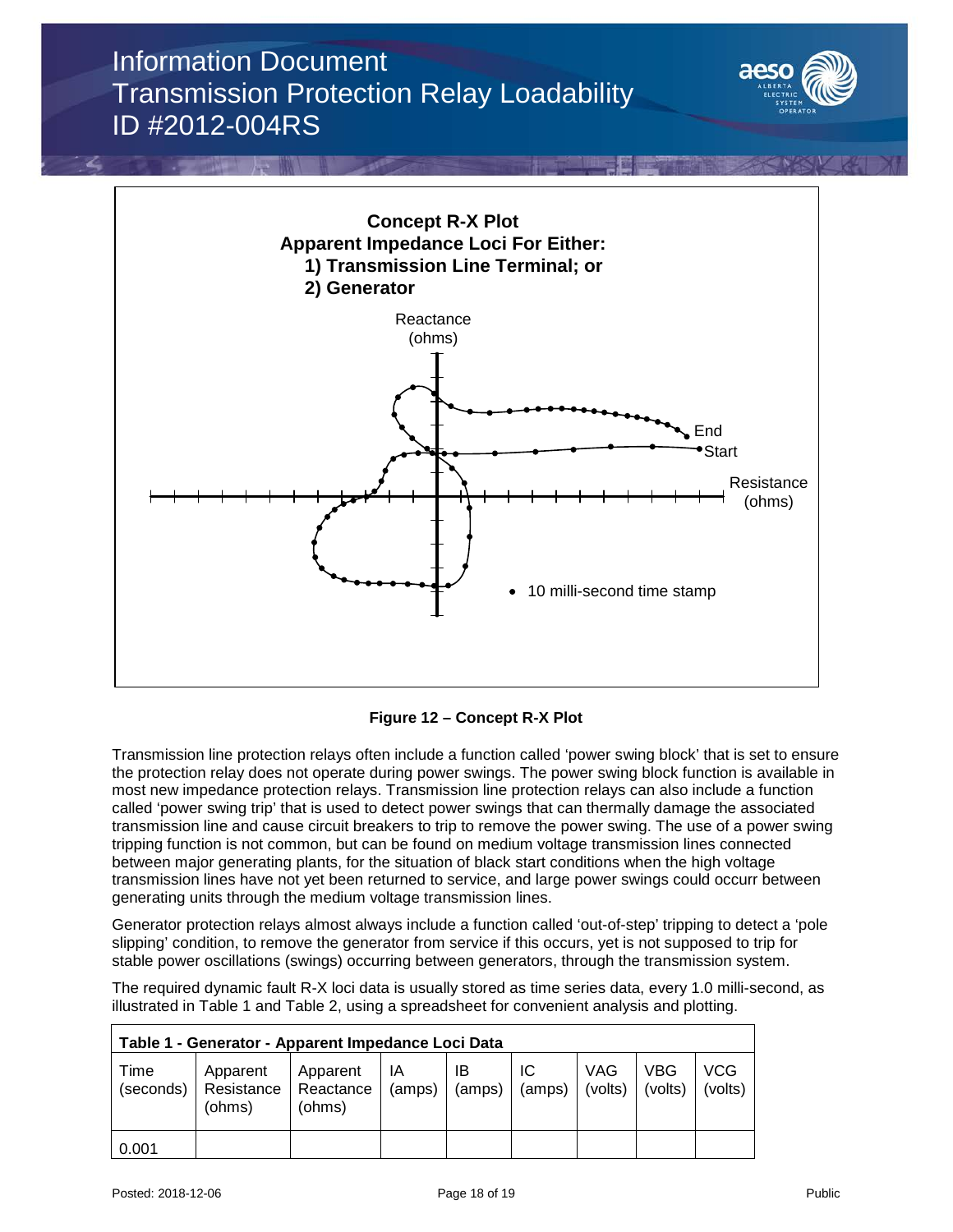**Concept R-X Plot**
**Apparent Impedance Loci For Either:**
**1) Transmission Line Terminal; or**
**2) Generator**

Reactance (ohms)

Resistance (ohms)

End

Start

• 10 milli-second time stamp

**Figure 12 – Concept R-X Plot**

Transmission line protection relays often include a function called 'power swing block' that is set to ensure the protection relay does not operate during power swings. The power swing block function is available in most new impedance protection relays. Transmission line protection relays can also include a function called 'power swing trip' that is used to detect power swings that can thermally damage the associated transmission line and cause circuit breakers to trip to remove the power swing. The use of a power swing tripping function is not common, but can be found on medium voltage transmission lines connected between major generating plants, for the situation of black start conditions when the high voltage transmission lines have not yet been returned to service, and large power swings could occurr between generating units through the medium voltage transmission lines.

Generator protection relays almost always include a function called 'out-of-step' tripping to detect a 'pole slipping' condition, to remove the generator from service if this occurs, yet is not supposed to trip for stable power oscillations (swings) occurring between generators, through the transmission system.

The required dynamic fault R-X loci data is usually stored as time series data, every 1.0 milli-second, as illustrated in Table 1 and Table 2, using a spreadsheet for convenient analysis and plotting.

**Table 1 - Generator - Apparent Impedance Loci Data**

| Time (seconds) | Apparent Resistance (ohms) | Apparent Reactance (ohms) | IA (amps) | IB (amps) | IC (amps) | VAG (volts) | VBG (volts) | VCG (volts) |
|---|---|---|---|---|---|---|---|---|
| 0.001 | | | | | | | | |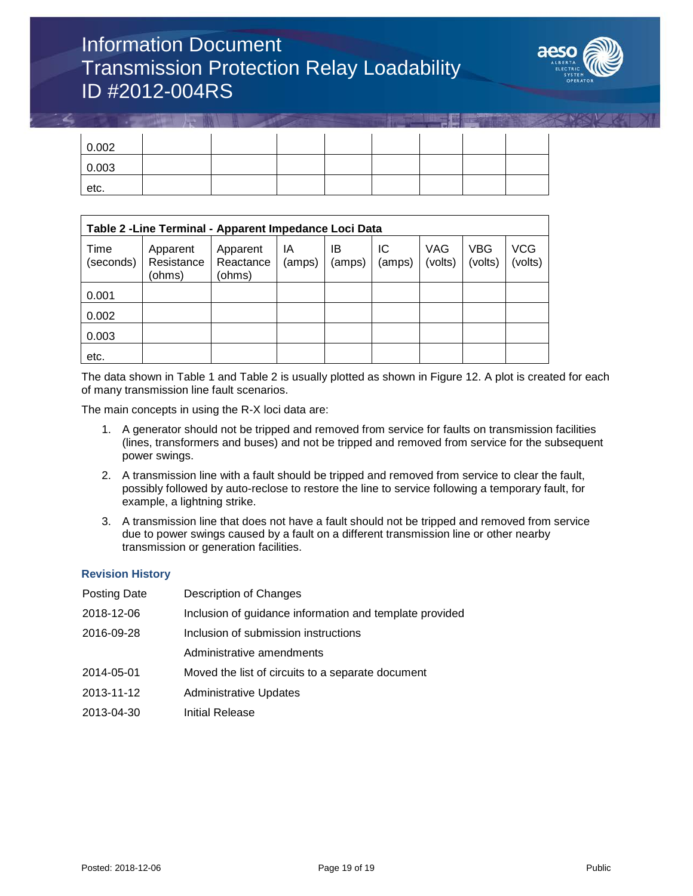| | | | | | | | | |
|---|---|---|---|---|---|---|---|---|
| 0.002 | | | | | | | | |
| 0.003 | | | | | | | | |
| etc. | | | | | | | | |

| **Table 2 -Line Terminal - Apparent Impedance Loci Data** | | | | | | | | |
|---|---|---|---|---|---|---|---|---|
| Time (seconds) | Apparent Resistance (ohms) | Apparent Reactance (ohms) | IA (amps) | IB (amps) | IC (amps) | VAG (volts) | VBG (volts) | VCG (volts) |
| 0.001 | | | | | | | | |
| 0.002 | | | | | | | | |
| 0.003 | | | | | | | | |
| etc. | | | | | | | | |

The data shown in Table 1 and Table 2 is usually plotted as shown in Figure 12. A plot is created for each of many transmission line fault scenarios.

The main concepts in using the R-X loci data are:

1. A generator should not be tripped and removed from service for faults on transmission facilities (lines, transformers and buses) and not be tripped and removed from service for the subsequent power swings.
2. A transmission line with a fault should be tripped and removed from service to clear the fault, possibly followed by auto-reclose to restore the line to service following a temporary fault, for example, a lightning strike.
3. A transmission line that does not have a fault should not be tripped and removed from service due to power swings caused by a fault on a different transmission line or other nearby transmission or generation facilities.

### Revision History

| Posting Date | Description of Changes |
|---|---|
| 2018-12-06 | Inclusion of guidance information and template provided |
| 2016-09-28 | Inclusion of submission instructions |
| | Administrative amendments |
| 2014-05-01 | Moved the list of circuits to a separate document |
| 2013-11-12 | Administrative Updates |
| 2013-04-30 | Initial Release |